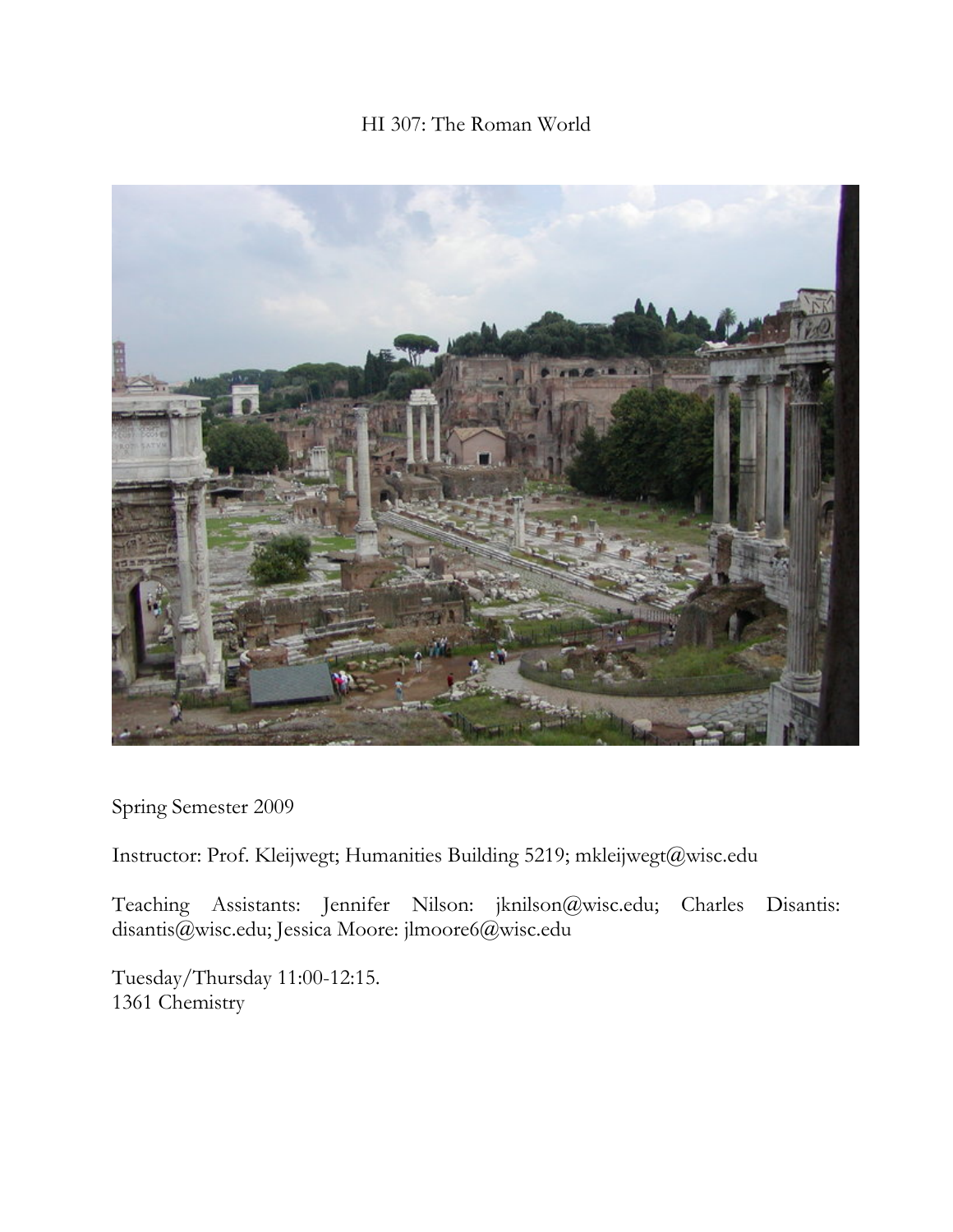# HI 307: The Roman World

Spring Semester 2009

Instructor: Prof. Kleijwegt; Humanities Building 5219; mkleijwegt@wisc.edu

Teaching Assistants: Jennifer Nilson: jknilson@wisc.edu; Charles Disantis: disantis@wisc.edu; Jessica Moore: jlmoore6@wisc.edu

Tuesday/Thursday 11:00-12:15.
1361 Chemistry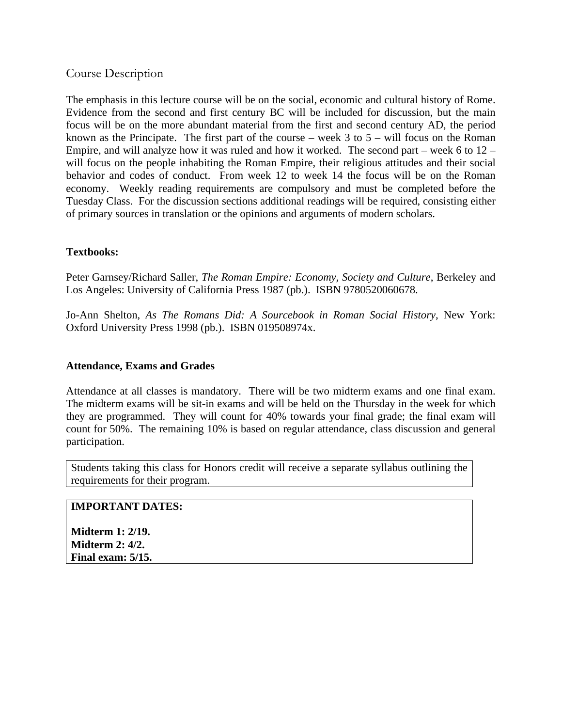## Course Description

The emphasis in this lecture course will be on the social, economic and cultural history of Rome. Evidence from the second and first century BC will be included for discussion, but the main focus will be on the more abundant material from the first and second century AD, the period known as the Principate. The first part of the course – week 3 to 5 – will focus on the Roman Empire, and will analyze how it was ruled and how it worked. The second part – week 6 to 12 – will focus on the people inhabiting the Roman Empire, their religious attitudes and their social behavior and codes of conduct. From week 12 to week 14 the focus will be on the Roman economy. Weekly reading requirements are compulsory and must be completed before the Tuesday Class. For the discussion sections additional readings will be required, consisting either of primary sources in translation or the opinions and arguments of modern scholars.

**Textbooks:**

Peter Garnsey/Richard Saller, *The Roman Empire: Economy, Society and Culture*, Berkeley and Los Angeles: University of California Press 1987 (pb.). ISBN 9780520060678.

Jo-Ann Shelton, *As The Romans Did: A Sourcebook in Roman Social History*, New York: Oxford University Press 1998 (pb.). ISBN 019508974x.

**Attendance, Exams and Grades**

Attendance at all classes is mandatory. There will be two midterm exams and one final exam. The midterm exams will be sit-in exams and will be held on the Thursday in the week for which they are programmed. They will count for 40% towards your final grade; the final exam will count for 50%. The remaining 10% is based on regular attendance, class discussion and general participation.

Students taking this class for Honors credit will receive a separate syllabus outlining the requirements for their program.

**IMPORTANT DATES:**

**Midterm 1: 2/19.**
**Midterm 2: 4/2.**
**Final exam: 5/15.**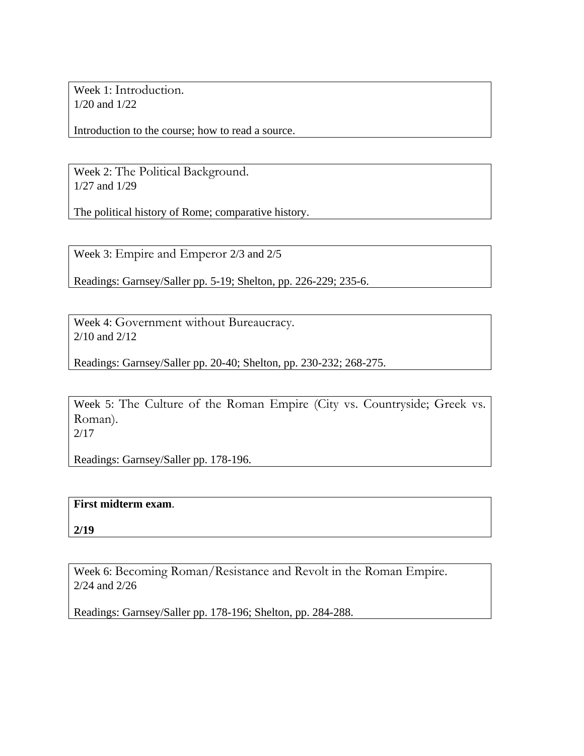Week 1: Introduction.
1/20 and 1/22

Introduction to the course; how to read a source.

Week 2: The Political Background.
1/27 and 1/29

The political history of Rome; comparative history.

Week 3: Empire and Emperor 2/3 and 2/5

Readings: Garnsey/Saller pp. 5-19; Shelton, pp. 226-229; 235-6.

Week 4: Government without Bureaucracy.
2/10 and 2/12

Readings: Garnsey/Saller pp. 20-40; Shelton, pp. 230-232; 268-275.

Week 5: The Culture of the Roman Empire (City vs. Countryside; Greek vs. Roman).
2/17

Readings: Garnsey/Saller pp. 178-196.

**First midterm exam**.

**2/19**

Week 6: Becoming Roman/Resistance and Revolt in the Roman Empire.
2/24 and 2/26

Readings: Garnsey/Saller pp. 178-196; Shelton, pp. 284-288.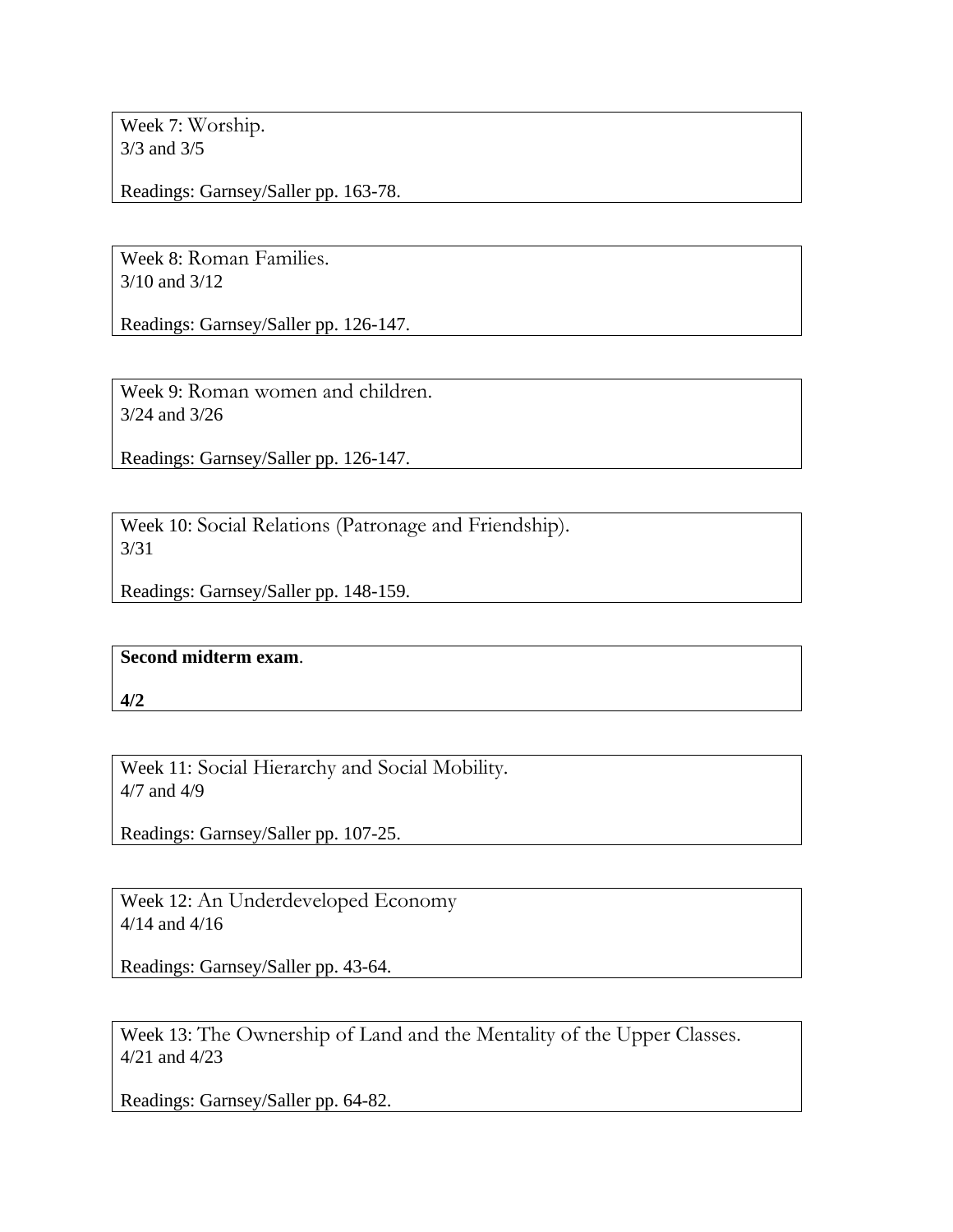Week 7: Worship.
3/3 and 3/5

Readings: Garnsey/Saller pp. 163-78.

Week 8: Roman Families.
3/10 and 3/12

Readings: Garnsey/Saller pp. 126-147.

Week 9: Roman women and children.
3/24 and 3/26

Readings: Garnsey/Saller pp. 126-147.

Week 10: Social Relations (Patronage and Friendship).
3/31

Readings: Garnsey/Saller pp. 148-159.

**Second midterm exam**.

**4/2**

Week 11: Social Hierarchy and Social Mobility.
4/7 and 4/9

Readings: Garnsey/Saller pp. 107-25.

Week 12: An Underdeveloped Economy
4/14 and 4/16

Readings: Garnsey/Saller pp. 43-64.

Week 13: The Ownership of Land and the Mentality of the Upper Classes.
4/21 and 4/23

Readings: Garnsey/Saller pp. 64-82.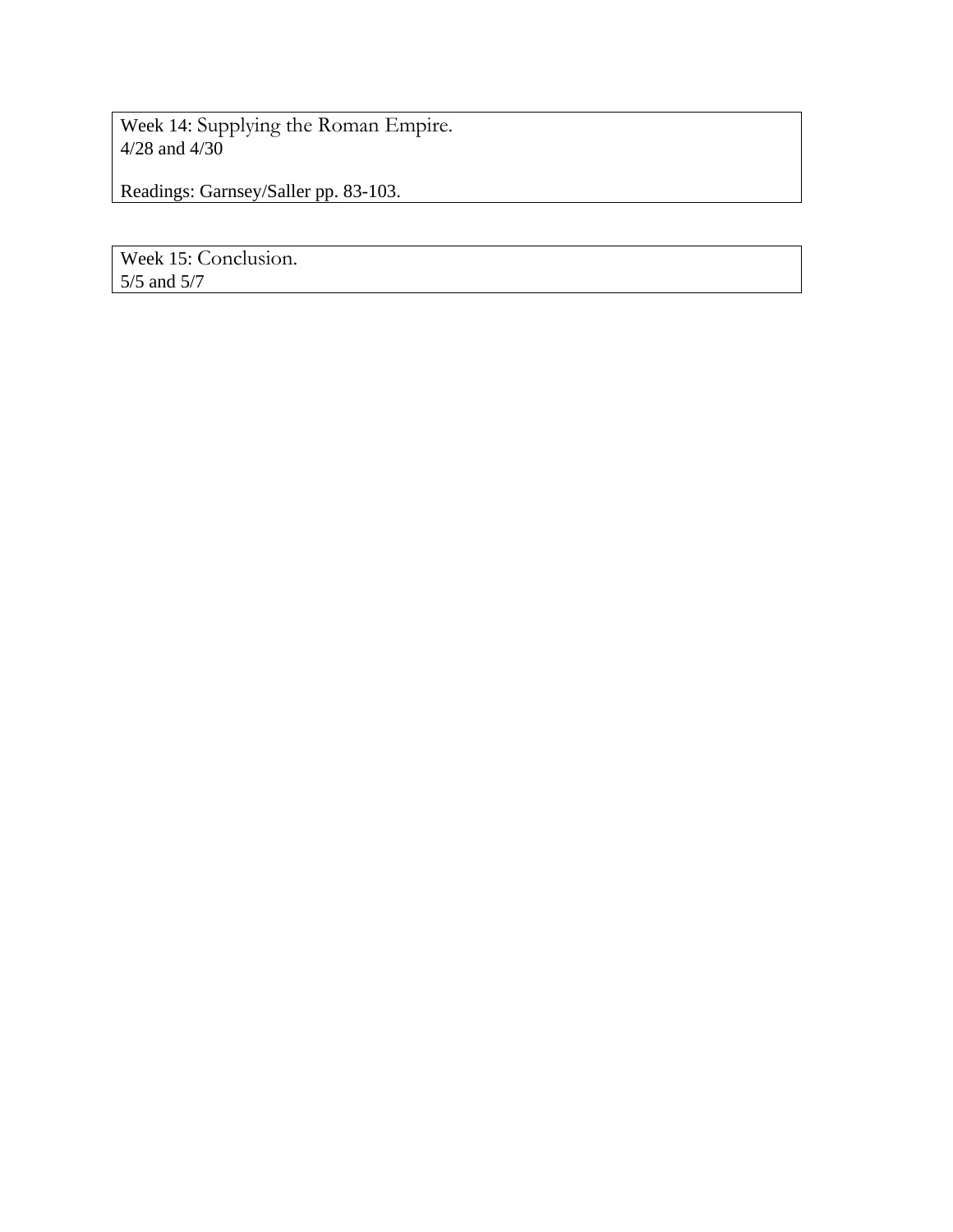Week 14: Supplying the Roman Empire.
4/28 and 4/30

Readings: Garnsey/Saller pp. 83-103.

Week 15: Conclusion.
5/5 and 5/7